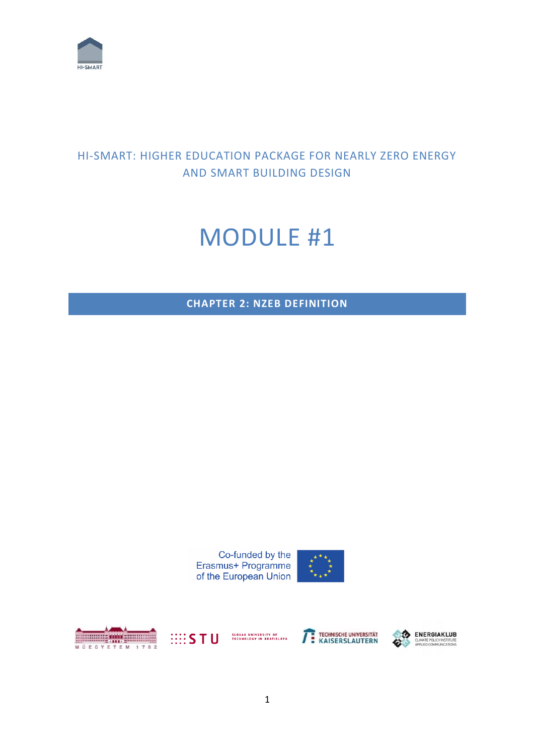HI-SMART

HI-SMART: HIGHER EDUCATION PACKAGE FOR NEARLY ZERO ENERGY AND SMART BUILDING DESIGN

# MODULE #1

## CHAPTER 2: NZEB DEFINITION

Co-funded by the Erasmus+ Programme of the European Union

MŰEGYETEM 1782

STU SLOVAK UNIVERSITY OF TECHNOLOGY IN BRATISLAVA

TECHNISCHE UNIVERSITÄT KAISERSLAUTERN

ENERGIAKLUB CLIMATE POLICY INSTITUTE APPLIED COMMUNICATIONS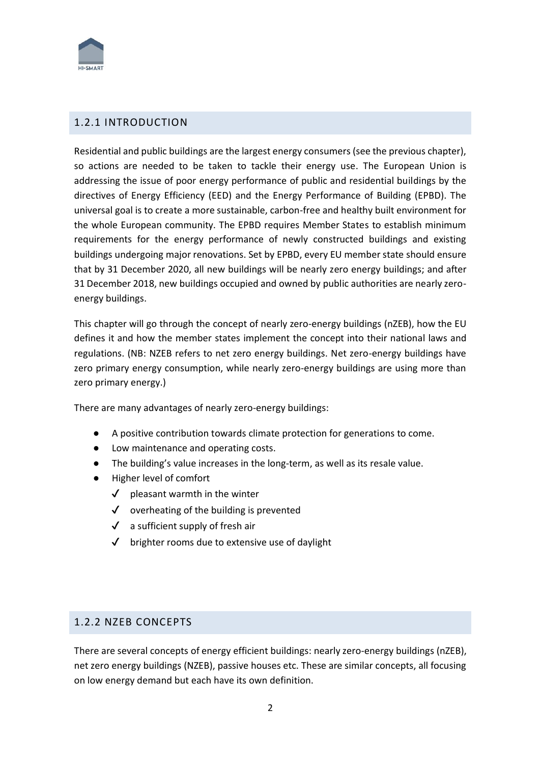## 1.2.1 INTRODUCTION

Residential and public buildings are the largest energy consumers (see the previous chapter), so actions are needed to be taken to tackle their energy use. The European Union is addressing the issue of poor energy performance of public and residential buildings by the directives of Energy Efficiency (EED) and the Energy Performance of Building (EPBD). The universal goal is to create a more sustainable, carbon-free and healthy built environment for the whole European community. The EPBD requires Member States to establish minimum requirements for the energy performance of newly constructed buildings and existing buildings undergoing major renovations. Set by EPBD, every EU member state should ensure that by 31 December 2020, all new buildings will be nearly zero energy buildings; and after 31 December 2018, new buildings occupied and owned by public authorities are nearly zero-energy buildings.

This chapter will go through the concept of nearly zero-energy buildings (nZEB), how the EU defines it and how the member states implement the concept into their national laws and regulations. (NB: NZEB refers to net zero energy buildings. Net zero-energy buildings have zero primary energy consumption, while nearly zero-energy buildings are using more than zero primary energy.)

There are many advantages of nearly zero-energy buildings:

- A positive contribution towards climate protection for generations to come.
- Low maintenance and operating costs.
- The building's value increases in the long-term, as well as its resale value.
- Higher level of comfort
  - ✓ pleasant warmth in the winter
  - ✓ overheating of the building is prevented
  - ✓ a sufficient supply of fresh air
  - ✓ brighter rooms due to extensive use of daylight

## 1.2.2 NZEB CONCEPTS

There are several concepts of energy efficient buildings: nearly zero-energy buildings (nZEB), net zero energy buildings (NZEB), passive houses etc. These are similar concepts, all focusing on low energy demand but each have its own definition.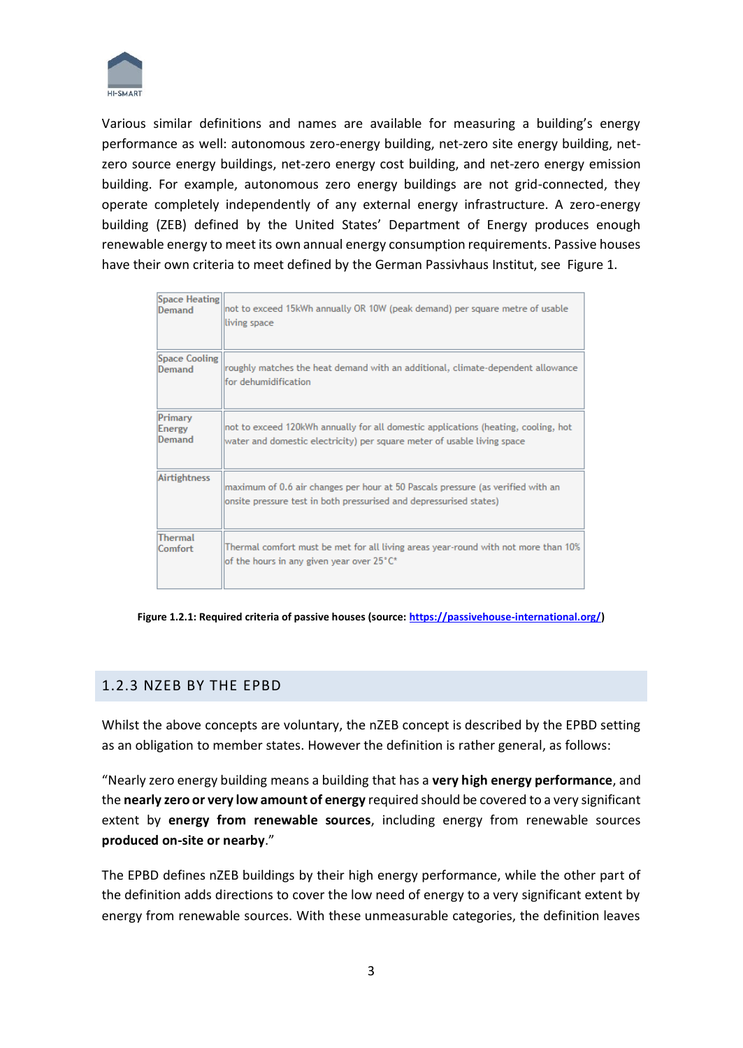Various similar definitions and names are available for measuring a building's energy performance as well: autonomous zero-energy building, net-zero site energy building, net-zero source energy buildings, net-zero energy cost building, and net-zero energy emission building. For example, autonomous zero energy buildings are not grid-connected, they operate completely independently of any external energy infrastructure. A zero-energy building (ZEB) defined by the United States' Department of Energy produces enough renewable energy to meet its own annual energy consumption requirements. Passive houses have their own criteria to meet defined by the German Passivhaus Institut, see Figure 1.

| | |
|---|---|
| Space Heating Demand | not to exceed 15kWh annually OR 10W (peak demand) per square metre of usable living space |
| Space Cooling Demand | roughly matches the heat demand with an additional, climate-dependent allowance for dehumidification |
| Primary Energy Demand | not to exceed 120kWh annually for all domestic applications (heating, cooling, hot water and domestic electricity) per square meter of usable living space |
| Airtightness | maximum of 0.6 air changes per hour at 50 Pascals pressure (as verified with an onsite pressure test in both pressurised and depressurised states) |
| Thermal Comfort | Thermal comfort must be met for all living areas year-round with not more than 10% of the hours in any given year over 25°C* |

**Figure 1.2.1: Required criteria of passive houses (source: https://passivehouse-international.org/)**

### 1.2.3 NZEB BY THE EPBD

Whilst the above concepts are voluntary, the nZEB concept is described by the EPBD setting as an obligation to member states. However the definition is rather general, as follows:

"Nearly zero energy building means a building that has a **very high energy performance**, and the **nearly zero or very low amount of energy** required should be covered to a very significant extent by **energy from renewable sources**, including energy from renewable sources **produced on-site or nearby**."

The EPBD defines nZEB buildings by their high energy performance, while the other part of the definition adds directions to cover the low need of energy to a very significant extent by energy from renewable sources. With these unmeasurable categories, the definition leaves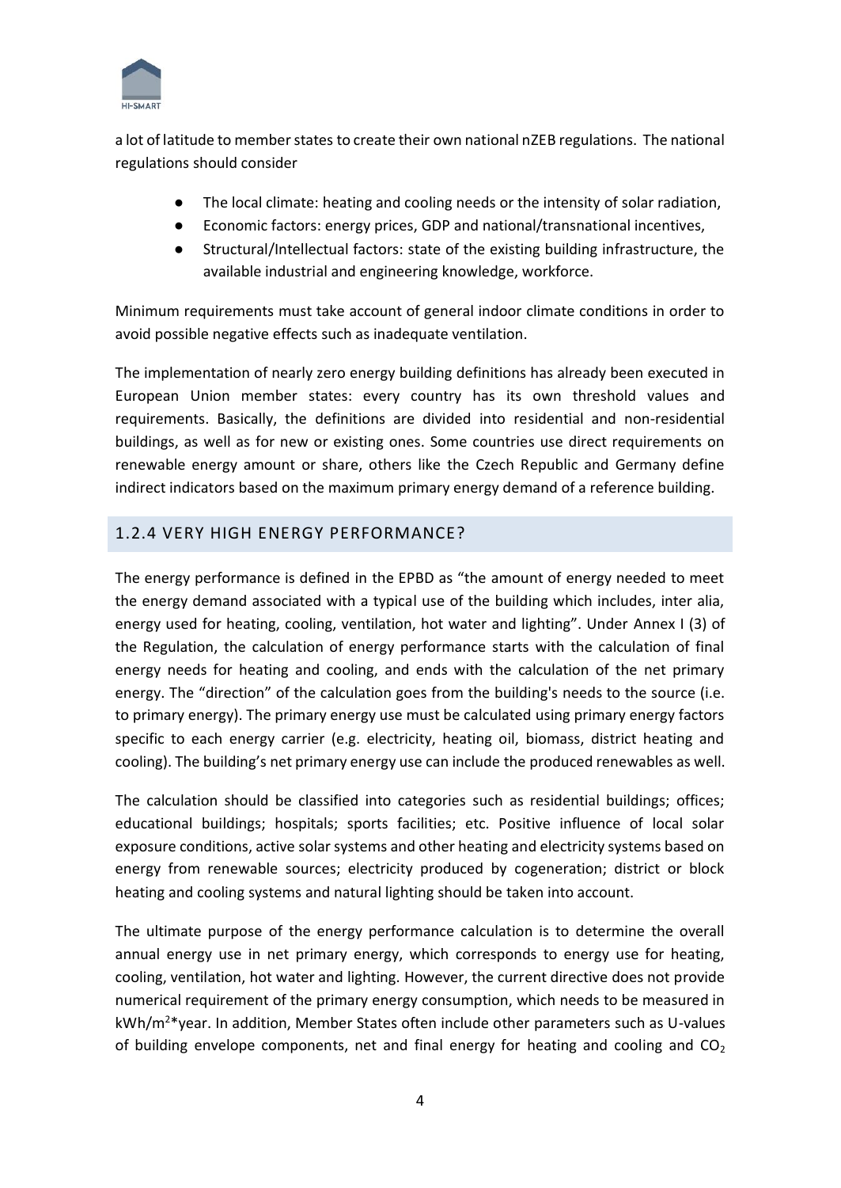a lot of latitude to member states to create their own national nZEB regulations. The national regulations should consider

- The local climate: heating and cooling needs or the intensity of solar radiation,
- Economic factors: energy prices, GDP and national/transnational incentives,
- Structural/Intellectual factors: state of the existing building infrastructure, the available industrial and engineering knowledge, workforce.

Minimum requirements must take account of general indoor climate conditions in order to avoid possible negative effects such as inadequate ventilation.

The implementation of nearly zero energy building definitions has already been executed in European Union member states: every country has its own threshold values and requirements. Basically, the definitions are divided into residential and non-residential buildings, as well as for new or existing ones. Some countries use direct requirements on renewable energy amount or share, others like the Czech Republic and Germany define indirect indicators based on the maximum primary energy demand of a reference building.

### 1.2.4 VERY HIGH ENERGY PERFORMANCE?

The energy performance is defined in the EPBD as "the amount of energy needed to meet the energy demand associated with a typical use of the building which includes, inter alia, energy used for heating, cooling, ventilation, hot water and lighting". Under Annex I (3) of the Regulation, the calculation of energy performance starts with the calculation of final energy needs for heating and cooling, and ends with the calculation of the net primary energy. The "direction" of the calculation goes from the building's needs to the source (i.e. to primary energy). The primary energy use must be calculated using primary energy factors specific to each energy carrier (e.g. electricity, heating oil, biomass, district heating and cooling). The building's net primary energy use can include the produced renewables as well.

The calculation should be classified into categories such as residential buildings; offices; educational buildings; hospitals; sports facilities; etc. Positive influence of local solar exposure conditions, active solar systems and other heating and electricity systems based on energy from renewable sources; electricity produced by cogeneration; district or block heating and cooling systems and natural lighting should be taken into account.

The ultimate purpose of the energy performance calculation is to determine the overall annual energy use in net primary energy, which corresponds to energy use for heating, cooling, ventilation, hot water and lighting. However, the current directive does not provide numerical requirement of the primary energy consumption, which needs to be measured in $kWh/m^2$*year. In addition, Member States often include other parameters such as U-values of building envelope components, net and final energy for heating and cooling and $CO_2$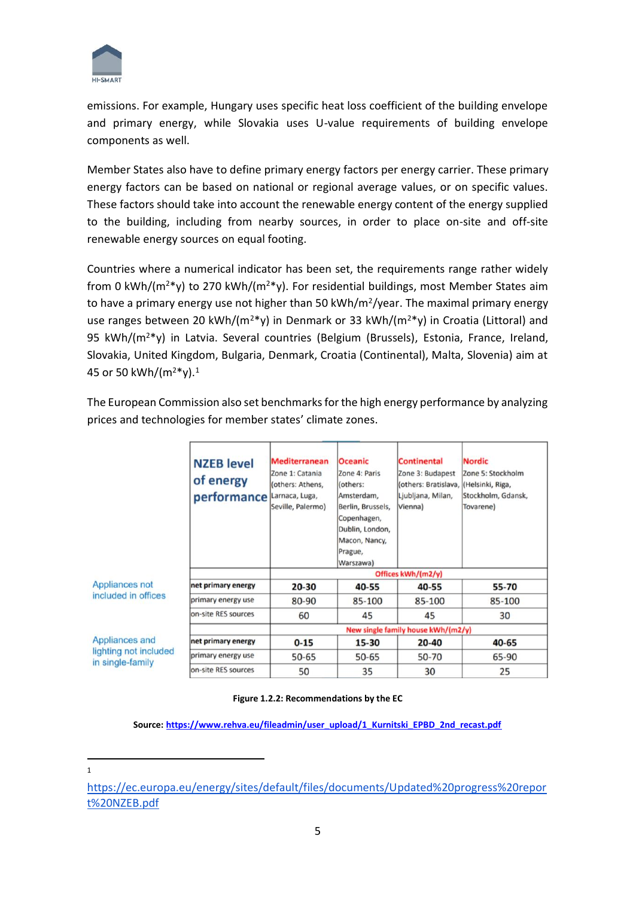emissions. For example, Hungary uses specific heat loss coefficient of the building envelope and primary energy, while Slovakia uses U-value requirements of building envelope components as well.

Member States also have to define primary energy factors per energy carrier. These primary energy factors can be based on national or regional average values, or on specific values. These factors should take into account the renewable energy content of the energy supplied to the building, including from nearby sources, in order to place on-site and off-site renewable energy sources on equal footing.

Countries where a numerical indicator has been set, the requirements range rather widely from 0 kWh/($m^2$*y) to 270 kWh/($m^2$*y). For residential buildings, most Member States aim to have a primary energy use not higher than 50 kWh/$m^2$/year. The maximal primary energy use ranges between 20 kWh/($m^2$*y) in Denmark or 33 kWh/($m^2$*y) in Croatia (Littoral) and 95 kWh/($m^2$*y) in Latvia. Several countries (Belgium (Brussels), Estonia, France, Ireland, Slovakia, United Kingdom, Bulgaria, Denmark, Croatia (Continental), Malta, Slovenia) aim at 45 or 50 kWh/($m^2$*y).[1]

The European Commission also set benchmarks for the high energy performance by analyzing prices and technologies for member states' climate zones.

| | NZEB level of energy performance | Mediterranean Zone 1: Catania (others: Athens, Larnaca, Luga, Seville, Palermo) | Oceanic Zone 4: Paris (others: Amsterdam, Berlin, Brussels, Copenhagen, Dublin, London, Macon, Nancy, Prague, Warszawa) | Continental Zone 3: Budapest (others: Bratislava, Ljubljana, Milan, Vienna) | Nordic Zone 5: Stockholm (Helsinki, Riga, Stockholm, Gdansk, Tovarene) |
|---|---|---|---|---|---|
| | | Offices kWh/(m2/y) | | | |
| Appliances not included in offices | **net primary energy** | **20-30** | **40-55** | **40-55** | **55-70** |
| | primary energy use | 80-90 | 85-100 | 85-100 | 85-100 |
| | on-site RES sources | 60 | 45 | 45 | 30 |
| | | New single family house kWh/(m2/y) | | | |
| Appliances and lighting not included in single-family | **net primary energy** | **0-15** | **15-30** | **20-40** | **40-65** |
| | primary energy use | 50-65 | 50-65 | 50-70 | 65-90 |
| | on-site RES sources | 50 | 35 | 30 | 25 |

**Figure 1.2.2: Recommendations by the EC**

**Source: https://www.rehva.eu/fileadmin/user_upload/1_Kurnitski_EPBD_2nd_recast.pdf**

[1] https://ec.europa.eu/energy/sites/default/files/documents/Updated%20progress%20report%20NZEB.pdf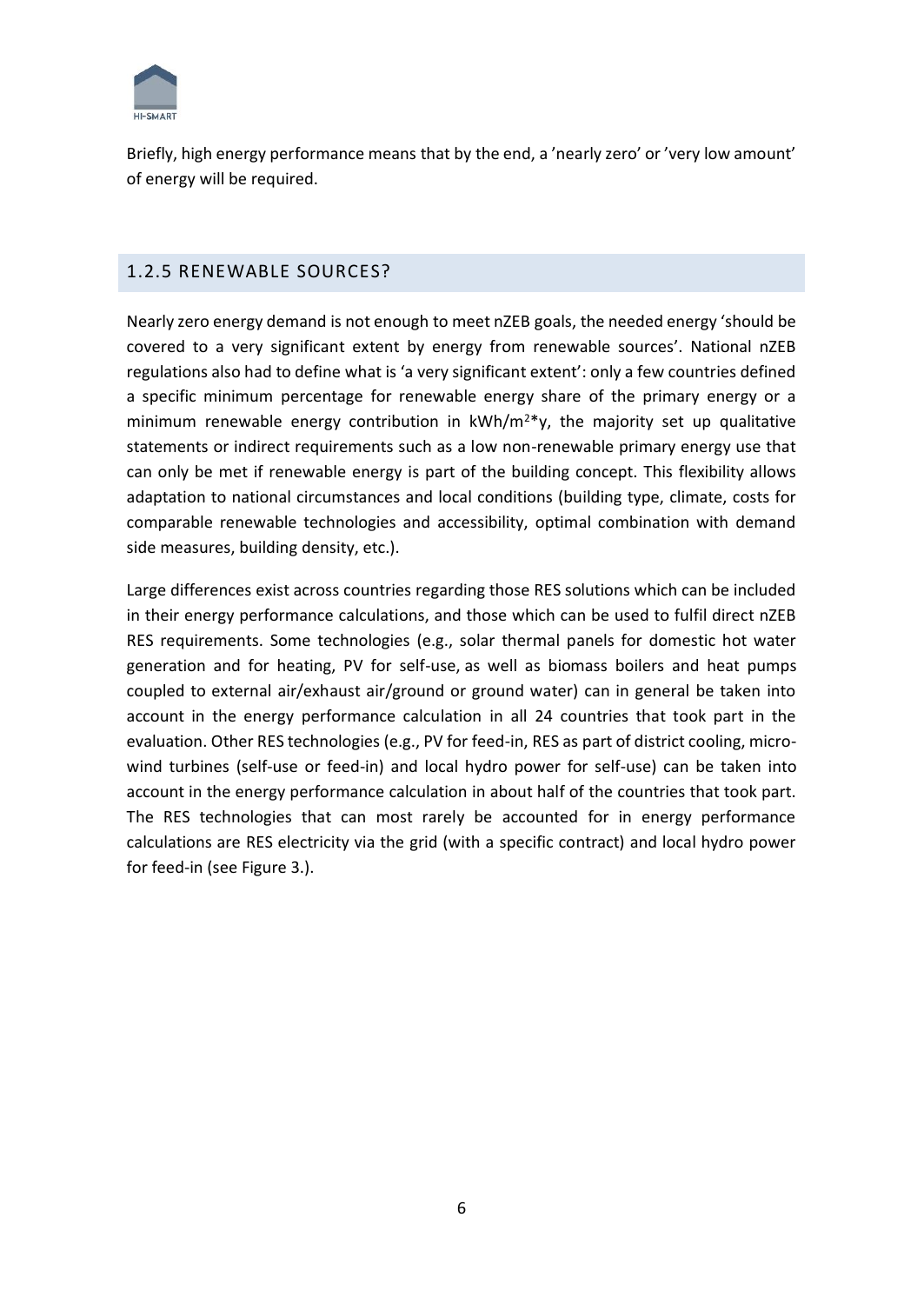Briefly, high energy performance means that by the end, a 'nearly zero' or 'very low amount' of energy will be required.

### 1.2.5 RENEWABLE SOURCES?

Nearly zero energy demand is not enough to meet nZEB goals, the needed energy 'should be covered to a very significant extent by energy from renewable sources'. National nZEB regulations also had to define what is 'a very significant extent': only a few countries defined a specific minimum percentage for renewable energy share of the primary energy or a minimum renewable energy contribution in $kWh/m^2*y$, the majority set up qualitative statements or indirect requirements such as a low non-renewable primary energy use that can only be met if renewable energy is part of the building concept. This flexibility allows adaptation to national circumstances and local conditions (building type, climate, costs for comparable renewable technologies and accessibility, optimal combination with demand side measures, building density, etc.).

Large differences exist across countries regarding those RES solutions which can be included in their energy performance calculations, and those which can be used to fulfil direct nZEB RES requirements. Some technologies (e.g., solar thermal panels for domestic hot water generation and for heating, PV for self-use, as well as biomass boilers and heat pumps coupled to external air/exhaust air/ground or ground water) can in general be taken into account in the energy performance calculation in all 24 countries that took part in the evaluation. Other RES technologies (e.g., PV for feed-in, RES as part of district cooling, micro-wind turbines (self-use or feed-in) and local hydro power for self-use) can be taken into account in the energy performance calculation in about half of the countries that took part. The RES technologies that can most rarely be accounted for in energy performance calculations are RES electricity via the grid (with a specific contract) and local hydro power for feed-in (see Figure 3.).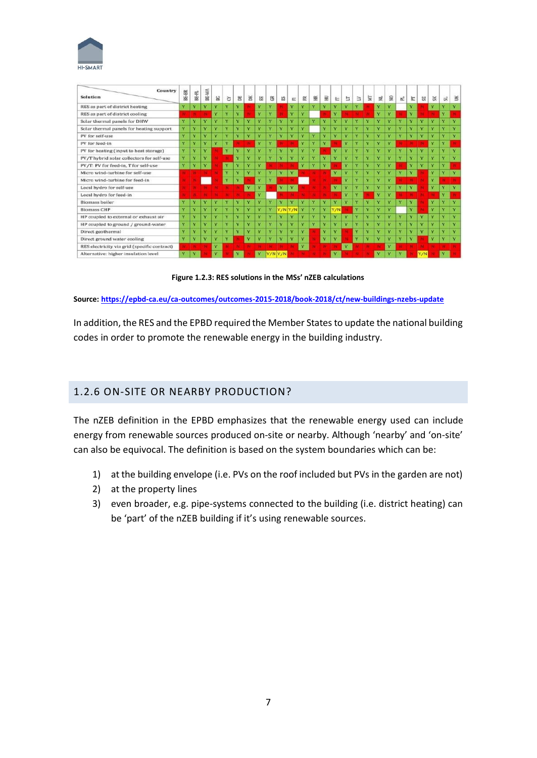| Solution \ Country | BE-BR | BE-FL | BE-WA | BG | CY | DE | DK | EE | GR | ES | FI | FR | HR | HU | IT | LT | LV | MT | NL | NO | PL | PT | SE | SK | SI | UK |
|---|---|---|---|---|---|---|---|---|---|---|---|---|---|---|---|---|---|---|---|---|---|---|---|---|---|---|
| RES as part of district heating | Y | Y | Y | Y | Y | Y | N | Y | Y | N | Y | Y | Y | Y | Y | Y | Y | N | Y | Y | | Y | N | Y | Y | Y |
| RES as part of district cooling | N | N | N | Y | Y | Y | N | Y | Y | N | Y | Y | | N | Y | N | N | N | Y | Y | N | Y | N | N | Y | N |
| Solar thermal panels for DHW | Y | Y | Y | Y | Y | Y | Y | Y | Y | Y | Y | Y | Y | Y | Y | Y | Y | Y | Y | Y | Y | Y | Y | Y | Y | Y |
| Solar thermal panels for heating support | Y | Y | Y | Y | Y | Y | Y | Y | Y | Y | Y | Y | | Y | Y | Y | Y | Y | Y | Y | Y | Y | Y | Y | Y | Y |
| PV for self-use | Y | Y | Y | Y | Y | Y | Y | Y | Y | Y | Y | Y | Y | Y | Y | Y | Y | Y | Y | Y | Y | Y | Y | Y | Y | Y |
| PV for feed-in | Y | Y | Y | Y | Y | N | N | Y | Y | N | N | Y | Y | Y | N | Y | Y | Y | Y | Y | N | N | N | Y | Y | N |
| PV for heating (input to heat storage) | Y | Y | Y | N | Y | Y | Y | Y | Y | Y | Y | Y | Y | N | Y | Y | Y | Y | Y | Y | Y | Y | Y | Y | Y | Y |
| PV/T hybrid solar collectors for self-use | Y | Y | Y | N | N | Y | Y | Y | Y | Y | Y | Y | Y | Y | Y | Y | Y | Y | Y | Y | Y | Y | Y | Y | Y | Y |
| PV/T: PV for feed-in, T for self-use | Y | Y | Y | N | Y | Y | Y | Y | N | N | N | Y | Y | Y | N | Y | Y | Y | Y | Y | N | Y | Y | Y | Y | N |
| Micro wind-turbine for self-use | N | N | N | N | Y | Y | Y | Y | Y | Y | Y | N | N | N | Y | Y | Y | Y | Y | Y | Y | Y | N | Y | Y | Y |
| Micro wind-turbine for feed-in | N | N | | N | Y | Y | N | Y | Y | N | N | | N | N | N | Y | Y | Y | Y | Y | N | N | N | Y | N | N |
| Local hydro for self-use | N | N | N | N | N | N | Y | Y | N | Y | Y | N | N | N | Y | Y | Y | Y | Y | Y | Y | Y | N | Y | Y | Y |
| Local hydro for feed-in | N | N | N | N | N | N | N | Y | | N | N | N | N | N | N | Y | Y | N | Y | Y | N | N | N | N | Y | N |
| Biomass boiler | Y | Y | Y | Y | Y | Y | Y | Y | Y | Y | Y | Y | Y | Y | Y | Y | Y | Y | Y | Y | Y | Y | N | Y | Y | Y |
| Biomass CHP | Y | Y | Y | Y | Y | Y | Y | Y | Y | Y/N | Y/N | Y | Y | Y | Y/N | N | Y | Y | Y | Y | | Y | N | Y | Y | Y |
| HP coupled to external or exhaust air | Y | Y | Y | Y | Y | Y | Y | Y | N | Y | Y | Y | Y | Y | Y | Y | Y | Y | Y | Y | Y | Y | Y | Y | Y | Y |
| HP coupled to ground / ground-water | Y | Y | Y | Y | Y | Y | Y | Y | Y | Y | Y | Y | Y | Y | Y | Y | Y | Y | Y | Y | Y | Y | Y | Y | Y | Y |
| Direct geothermal | Y | Y | Y | Y | Y | Y | Y | Y | Y | Y | Y | Y | N | Y | Y | N | Y | Y | Y | Y | Y | Y | Y | Y | Y | Y |
| Direct ground water cooling | Y | Y | Y | Y | Y | N | Y | Y | Y | Y | Y | Y | N | Y | Y | N | Y | Y | Y | Y | Y | Y | N | Y | Y | Y |
| RES electricity via grid (specific contract) | N | N | N | Y | N | N | N | N | N | N | N | Y | N | N | N | Y | N | N | N | Y | N | N | N | N | N | N |
| Alternative: higher insulation level | Y | Y | N | Y | N | Y | N | Y | Y/N | Y/N | N | N | N | N | Y | N | N | N | Y | Y | Y | N | Y/N | N | Y | N |

**Figure 1.2.3: RES solutions in the MSs' nZEB calculations**

**Source:** https://epbd-ca.eu/ca-outcomes/outcomes-2015-2018/book-2018/ct/new-buildings-nzebs-update

In addition, the RES and the EPBD required the Member States to update the national building codes in order to promote the renewable energy in the building industry.

## 1.2.6 ON-SITE OR NEARBY PRODUCTION?

The nZEB definition in the EPBD emphasizes that the renewable energy used can include energy from renewable sources produced on-site or nearby. Although 'nearby' and 'on-site' can also be equivocal. The definition is based on the system boundaries which can be:

1) at the building envelope (i.e. PVs on the roof included but PVs in the garden are not)
2) at the property lines
3) even broader, e.g. pipe-systems connected to the building (i.e. district heating) can be 'part' of the nZEB building if it's using renewable sources.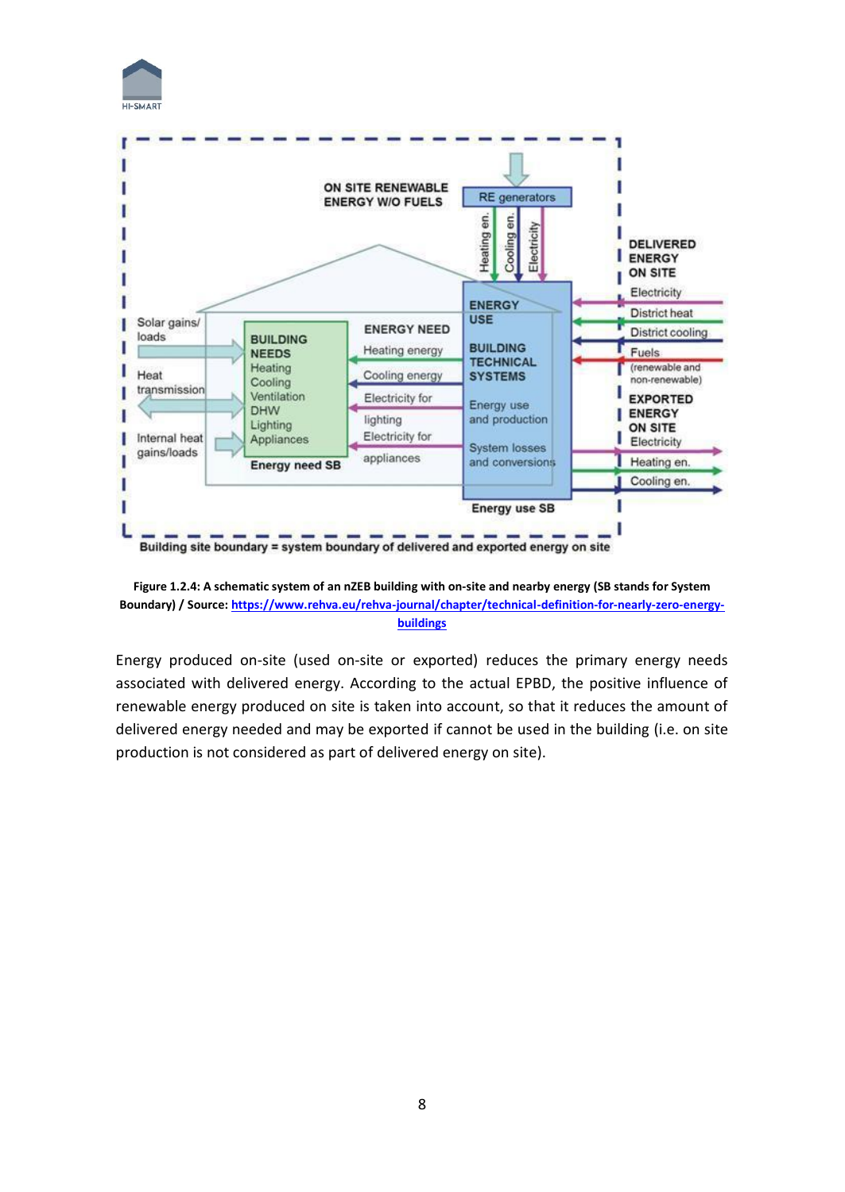**Figure 1.2.4: A schematic system of an nZEB building with on-site and nearby energy (SB stands for System Boundary) / Source: [https://www.rehva.eu/rehva-journal/chapter/technical-definition-for-nearly-zero-energy-buildings](https://www.rehva.eu/rehva-journal/chapter/technical-definition-for-nearly-zero-energy-buildings)**

Energy produced on-site (used on-site or exported) reduces the primary energy needs associated with delivered energy. According to the actual EPBD, the positive influence of renewable energy produced on site is taken into account, so that it reduces the amount of delivered energy needed and may be exported if cannot be used in the building (i.e. on site production is not considered as part of delivered energy on site).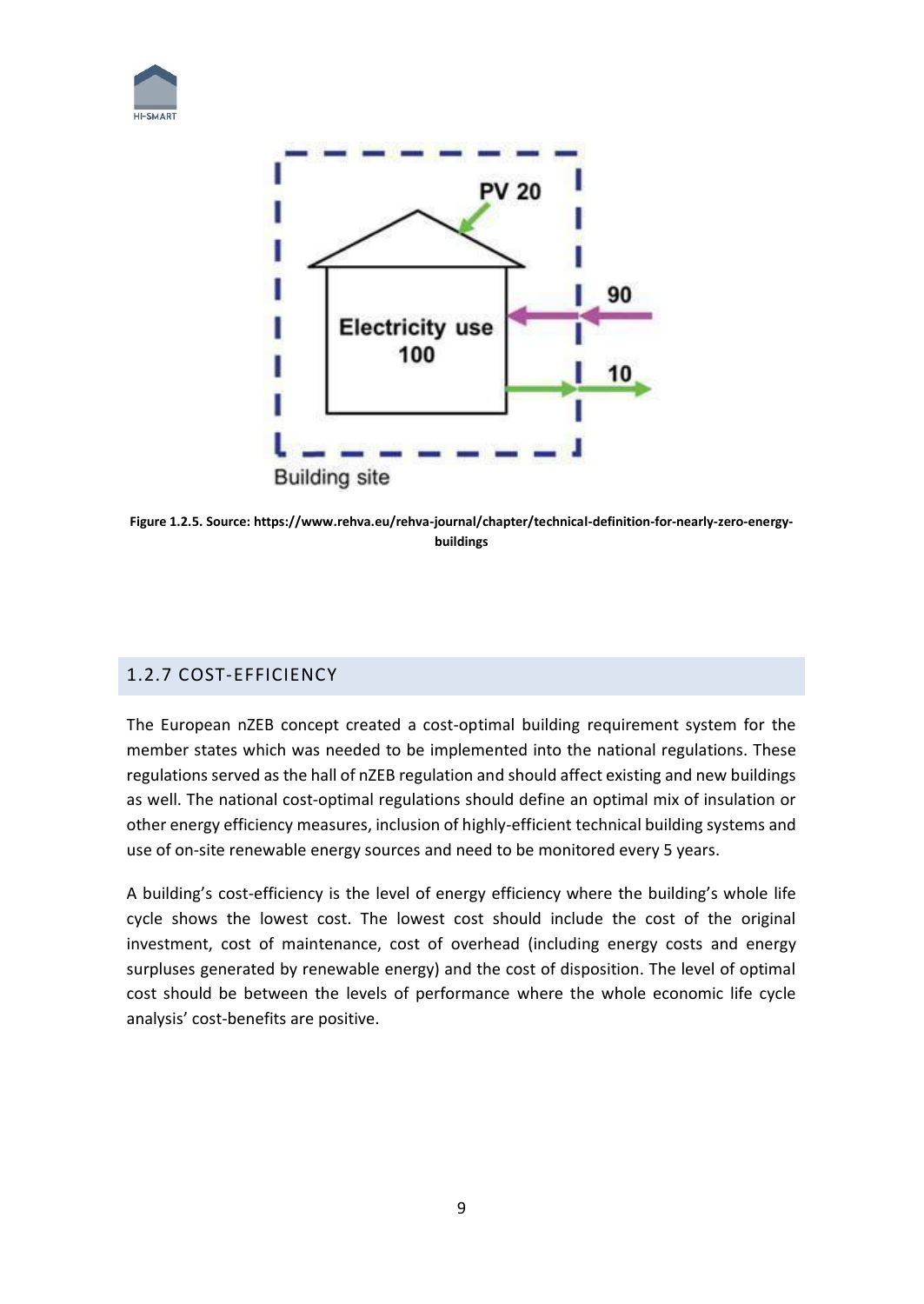**Figure 1.2.5. Source: https://www.rehva.eu/rehva-journal/chapter/technical-definition-for-nearly-zero-energy-buildings**

## 1.2.7 COST-EFFICIENCY

The European nZEB concept created a cost-optimal building requirement system for the member states which was needed to be implemented into the national regulations. These regulations served as the hall of nZEB regulation and should affect existing and new buildings as well. The national cost-optimal regulations should define an optimal mix of insulation or other energy efficiency measures, inclusion of highly-efficient technical building systems and use of on-site renewable energy sources and need to be monitored every 5 years.

A building's cost-efficiency is the level of energy efficiency where the building's whole life cycle shows the lowest cost. The lowest cost should include the cost of the original investment, cost of maintenance, cost of overhead (including energy costs and energy surpluses generated by renewable energy) and the cost of disposition. The level of optimal cost should be between the levels of performance where the whole economic life cycle analysis' cost-benefits are positive.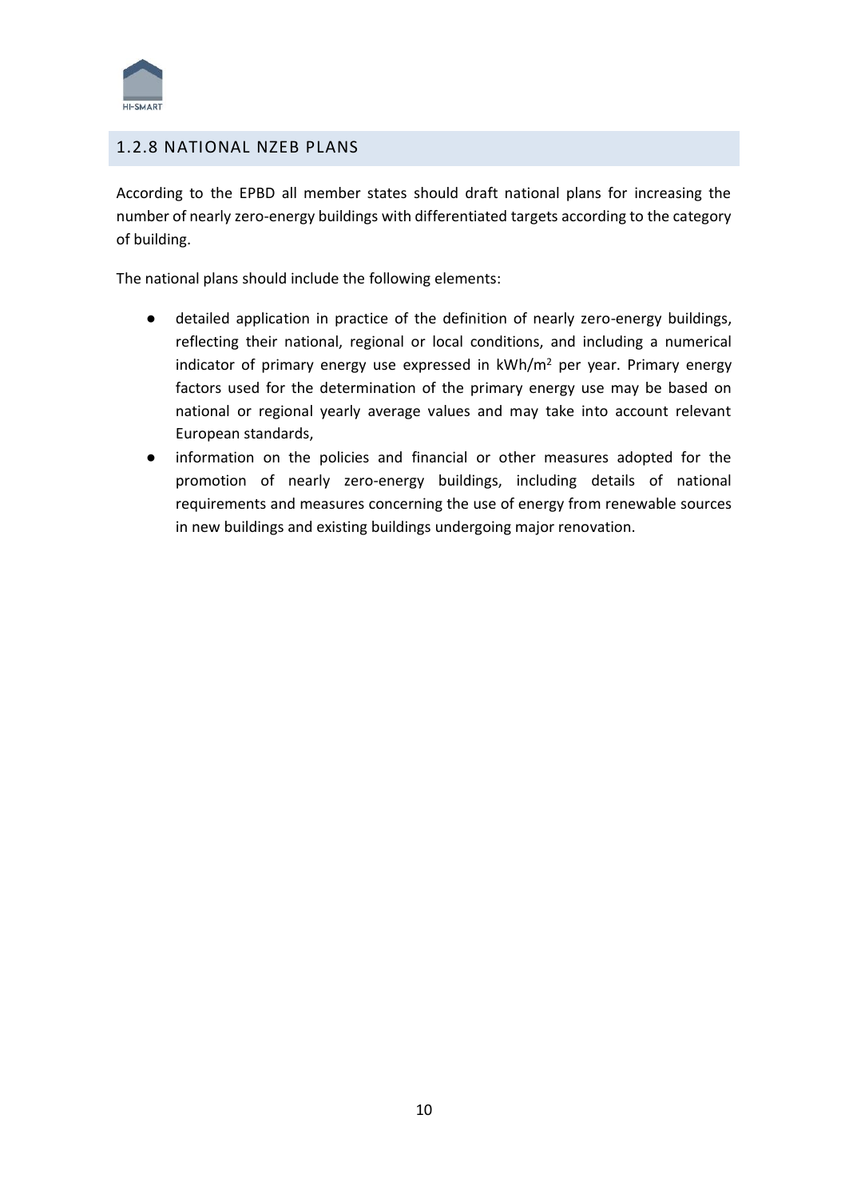## 1.2.8 NATIONAL NZEB PLANS

According to the EPBD all member states should draft national plans for increasing the number of nearly zero-energy buildings with differentiated targets according to the category of building.

The national plans should include the following elements:

- detailed application in practice of the definition of nearly zero-energy buildings, reflecting their national, regional or local conditions, and including a numerical indicator of primary energy use expressed in $kWh/m^2$ per year. Primary energy factors used for the determination of the primary energy use may be based on national or regional yearly average values and may take into account relevant European standards,
- information on the policies and financial or other measures adopted for the promotion of nearly zero-energy buildings, including details of national requirements and measures concerning the use of energy from renewable sources in new buildings and existing buildings undergoing major renovation.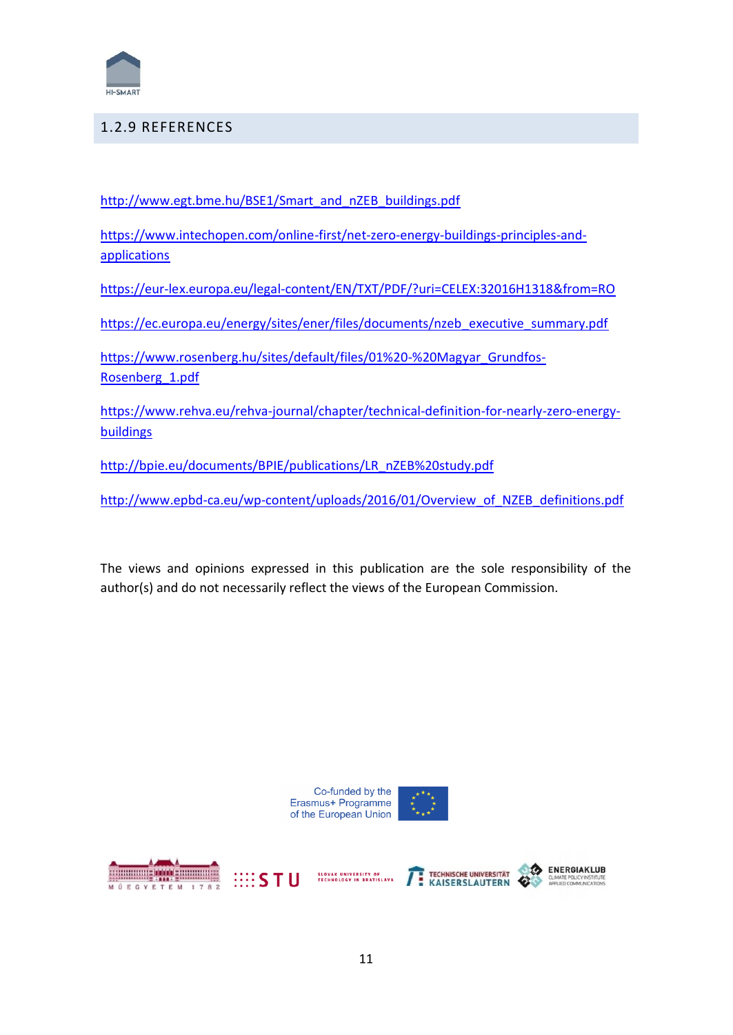## 1.2.9 REFERENCES

http://www.egt.bme.hu/BSE1/Smart_and_nZEB_buildings.pdf

https://www.intechopen.com/online-first/net-zero-energy-buildings-principles-and-applications

https://eur-lex.europa.eu/legal-content/EN/TXT/PDF/?uri=CELEX:32016H1318&from=RO

https://ec.europa.eu/energy/sites/ener/files/documents/nzeb_executive_summary.pdf

https://www.rosenberg.hu/sites/default/files/01%20-%20Magyar_Grundfos-Rosenberg_1.pdf

https://www.rehva.eu/rehva-journal/chapter/technical-definition-for-nearly-zero-energy-buildings

http://bpie.eu/documents/BPIE/publications/LR_nZEB%20study.pdf

http://www.epbd-ca.eu/wp-content/uploads/2016/01/Overview_of_NZEB_definitions.pdf

The views and opinions expressed in this publication are the sole responsibility of the author(s) and do not necessarily reflect the views of the European Commission.

Co-funded by the Erasmus+ Programme of the European Union